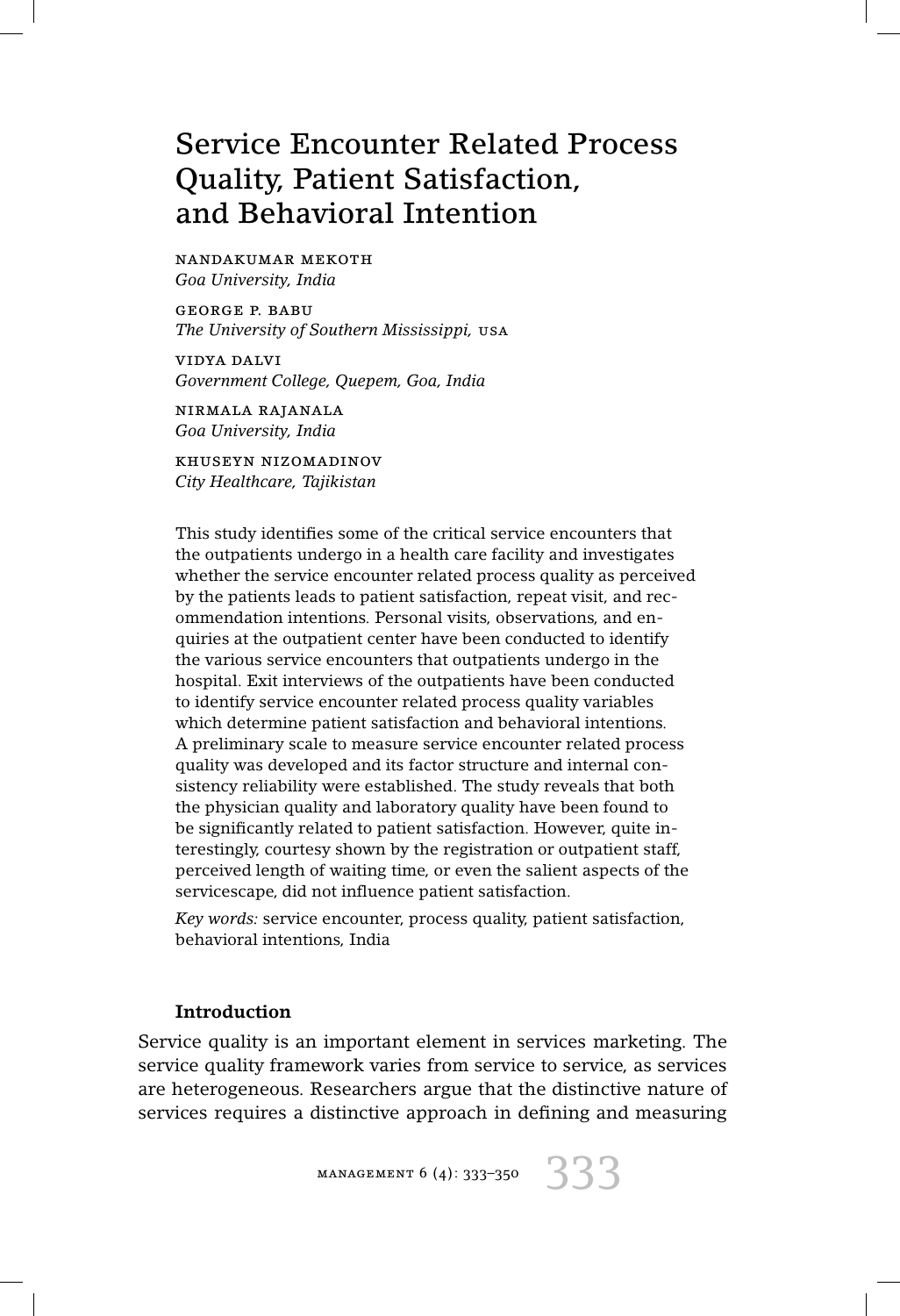# Service Encounter Related Process Quality, Patient Satisfaction, and Behavioral Intention

NANDAKUMAR MEKOTH
*Goa University, India*

GEORGE P. BABU
*The University of Southern Mississippi,* USA

VIDYA DALVI
*Government College, Quepem, Goa, India*

NIRMALA RAJANALA
*Goa University, India*

KHUSEYN NIZOMADINOV
*City Healthcare, Tajikistan*

This study identifies some of the critical service encounters that the outpatients undergo in a health care facility and investigates whether the service encounter related process quality as perceived by the patients leads to patient satisfaction, repeat visit, and recommendation intentions. Personal visits, observations, and enquiries at the outpatient center have been conducted to identify the various service encounters that outpatients undergo in the hospital. Exit interviews of the outpatients have been conducted to identify service encounter related process quality variables which determine patient satisfaction and behavioral intentions. A preliminary scale to measure service encounter related process quality was developed and its factor structure and internal consistency reliability were established. The study reveals that both the physician quality and laboratory quality have been found to be significantly related to patient satisfaction. However, quite interestingly, courtesy shown by the registration or outpatient staff, perceived length of waiting time, or even the salient aspects of the servicescape, did not influence patient satisfaction.

*Key words:* service encounter, process quality, patient satisfaction, behavioral intentions, India

## Introduction

Service quality is an important element in services marketing. The service quality framework varies from service to service, as services are heterogeneous. Researchers argue that the distinctive nature of services requires a distinctive approach in defining and measuring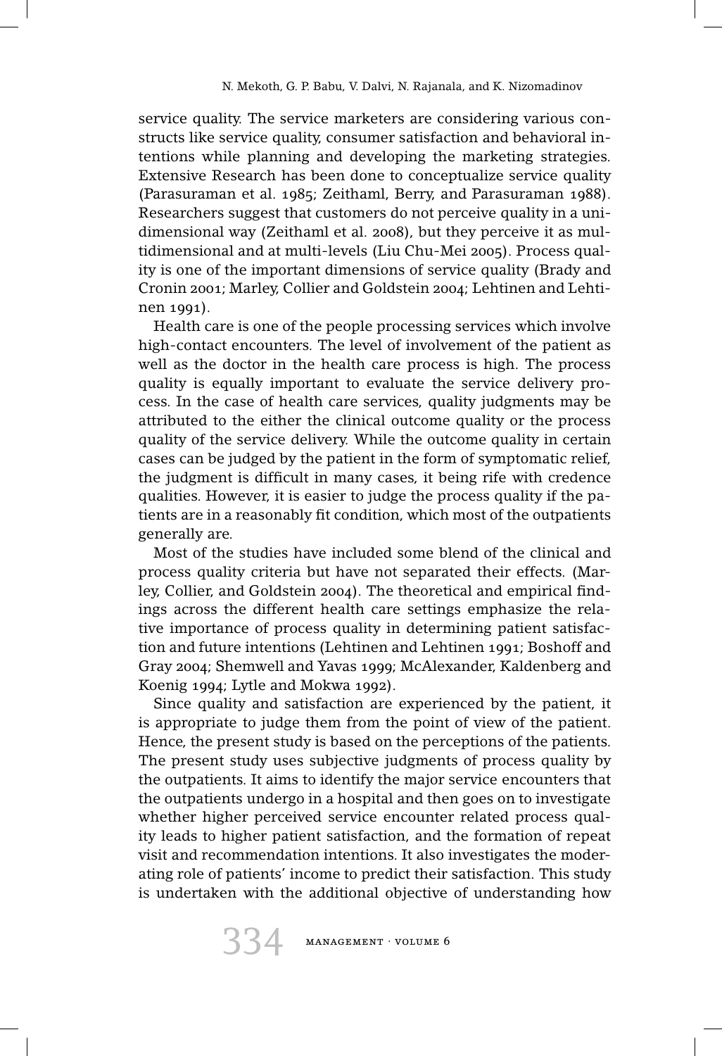service quality. The service marketers are considering various constructs like service quality, consumer satisfaction and behavioral intentions while planning and developing the marketing strategies. Extensive Research has been done to conceptualize service quality (Parasuraman et al. 1985; Zeithaml, Berry, and Parasuraman 1988). Researchers suggest that customers do not perceive quality in a unidimensional way (Zeithaml et al. 2008), but they perceive it as multidimensional and at multi-levels (Liu Chu-Mei 2005). Process quality is one of the important dimensions of service quality (Brady and Cronin 2001; Marley, Collier and Goldstein 2004; Lehtinen and Lehtinen 1991).

Health care is one of the people processing services which involve high-contact encounters. The level of involvement of the patient as well as the doctor in the health care process is high. The process quality is equally important to evaluate the service delivery process. In the case of health care services, quality judgments may be attributed to the either the clinical outcome quality or the process quality of the service delivery. While the outcome quality in certain cases can be judged by the patient in the form of symptomatic relief, the judgment is difficult in many cases, it being rife with credence qualities. However, it is easier to judge the process quality if the patients are in a reasonably fit condition, which most of the outpatients generally are.

Most of the studies have included some blend of the clinical and process quality criteria but have not separated their effects. (Marley, Collier, and Goldstein 2004). The theoretical and empirical findings across the different health care settings emphasize the relative importance of process quality in determining patient satisfaction and future intentions (Lehtinen and Lehtinen 1991; Boshoff and Gray 2004; Shemwell and Yavas 1999; McAlexander, Kaldenberg and Koenig 1994; Lytle and Mokwa 1992).

Since quality and satisfaction are experienced by the patient, it is appropriate to judge them from the point of view of the patient. Hence, the present study is based on the perceptions of the patients. The present study uses subjective judgments of process quality by the outpatients. It aims to identify the major service encounters that the outpatients undergo in a hospital and then goes on to investigate whether higher perceived service encounter related process quality leads to higher patient satisfaction, and the formation of repeat visit and recommendation intentions. It also investigates the moderating role of patients' income to predict their satisfaction. This study is undertaken with the additional objective of understanding how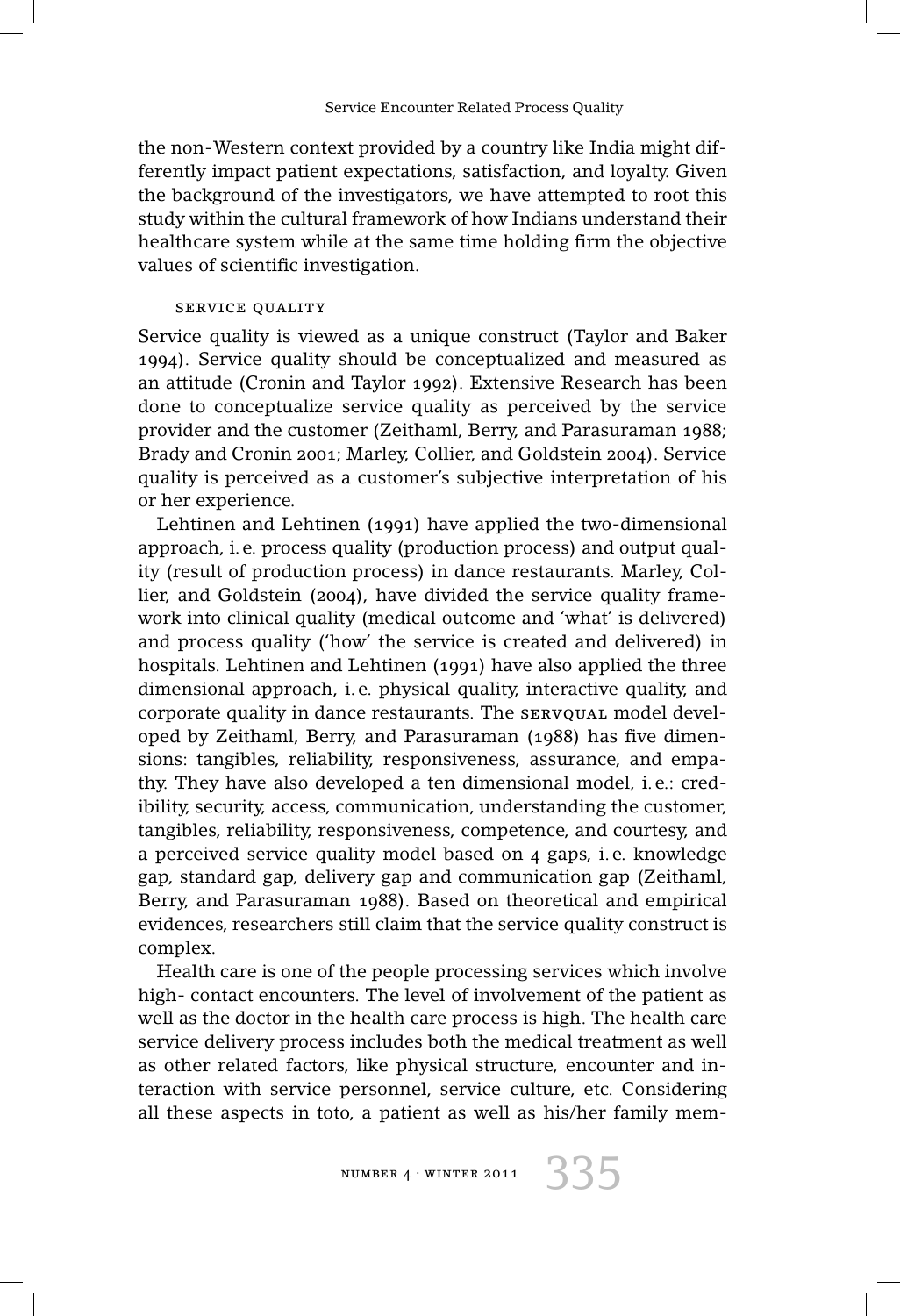the non-Western context provided by a country like India might differently impact patient expectations, satisfaction, and loyalty. Given the background of the investigators, we have attempted to root this study within the cultural framework of how Indians understand their healthcare system while at the same time holding firm the objective values of scientific investigation.

## SERVICE QUALITY

Service quality is viewed as a unique construct (Taylor and Baker 1994). Service quality should be conceptualized and measured as an attitude (Cronin and Taylor 1992). Extensive Research has been done to conceptualize service quality as perceived by the service provider and the customer (Zeithaml, Berry, and Parasuraman 1988; Brady and Cronin 2001; Marley, Collier, and Goldstein 2004). Service quality is perceived as a customer's subjective interpretation of his or her experience.

Lehtinen and Lehtinen (1991) have applied the two-dimensional approach, i. e. process quality (production process) and output quality (result of production process) in dance restaurants. Marley, Collier, and Goldstein (2004), have divided the service quality framework into clinical quality (medical outcome and 'what' is delivered) and process quality ('how' the service is created and delivered) in hospitals. Lehtinen and Lehtinen (1991) have also applied the three dimensional approach, i. e. physical quality, interactive quality, and corporate quality in dance restaurants. The SERVQUAL model developed by Zeithaml, Berry, and Parasuraman (1988) has five dimensions: tangibles, reliability, responsiveness, assurance, and empathy. They have also developed a ten dimensional model, i. e.: credibility, security, access, communication, understanding the customer, tangibles, reliability, responsiveness, competence, and courtesy, and a perceived service quality model based on 4 gaps, i. e. knowledge gap, standard gap, delivery gap and communication gap (Zeithaml, Berry, and Parasuraman 1988). Based on theoretical and empirical evidences, researchers still claim that the service quality construct is complex.

Health care is one of the people processing services which involve high- contact encounters. The level of involvement of the patient as well as the doctor in the health care process is high. The health care service delivery process includes both the medical treatment as well as other related factors, like physical structure, encounter and interaction with service personnel, service culture, etc. Considering all these aspects in toto, a patient as well as his/her family mem-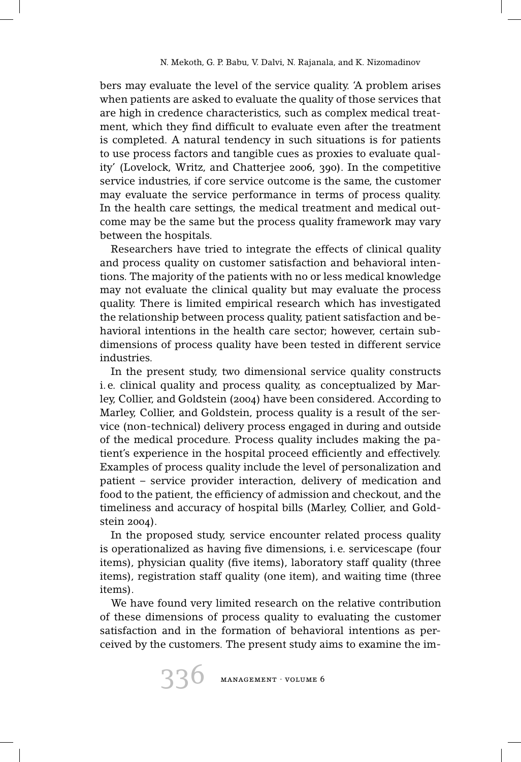bers may evaluate the level of the service quality. 'A problem arises when patients are asked to evaluate the quality of those services that are high in credence characteristics, such as complex medical treatment, which they find difficult to evaluate even after the treatment is completed. A natural tendency in such situations is for patients to use process factors and tangible cues as proxies to evaluate quality' (Lovelock, Writz, and Chatterjee 2006, 390). In the competitive service industries, if core service outcome is the same, the customer may evaluate the service performance in terms of process quality. In the health care settings, the medical treatment and medical outcome may be the same but the process quality framework may vary between the hospitals.

Researchers have tried to integrate the effects of clinical quality and process quality on customer satisfaction and behavioral intentions. The majority of the patients with no or less medical knowledge may not evaluate the clinical quality but may evaluate the process quality. There is limited empirical research which has investigated the relationship between process quality, patient satisfaction and behavioral intentions in the health care sector; however, certain subdimensions of process quality have been tested in different service industries.

In the present study, two dimensional service quality constructs i. e. clinical quality and process quality, as conceptualized by Marley, Collier, and Goldstein (2004) have been considered. According to Marley, Collier, and Goldstein, process quality is a result of the service (non-technical) delivery process engaged in during and outside of the medical procedure. Process quality includes making the patient's experience in the hospital proceed efficiently and effectively. Examples of process quality include the level of personalization and patient – service provider interaction, delivery of medication and food to the patient, the efficiency of admission and checkout, and the timeliness and accuracy of hospital bills (Marley, Collier, and Goldstein 2004).

In the proposed study, service encounter related process quality is operationalized as having five dimensions, i. e. servicescape (four items), physician quality (five items), laboratory staff quality (three items), registration staff quality (one item), and waiting time (three items).

We have found very limited research on the relative contribution of these dimensions of process quality to evaluating the customer satisfaction and in the formation of behavioral intentions as perceived by the customers. The present study aims to examine the im-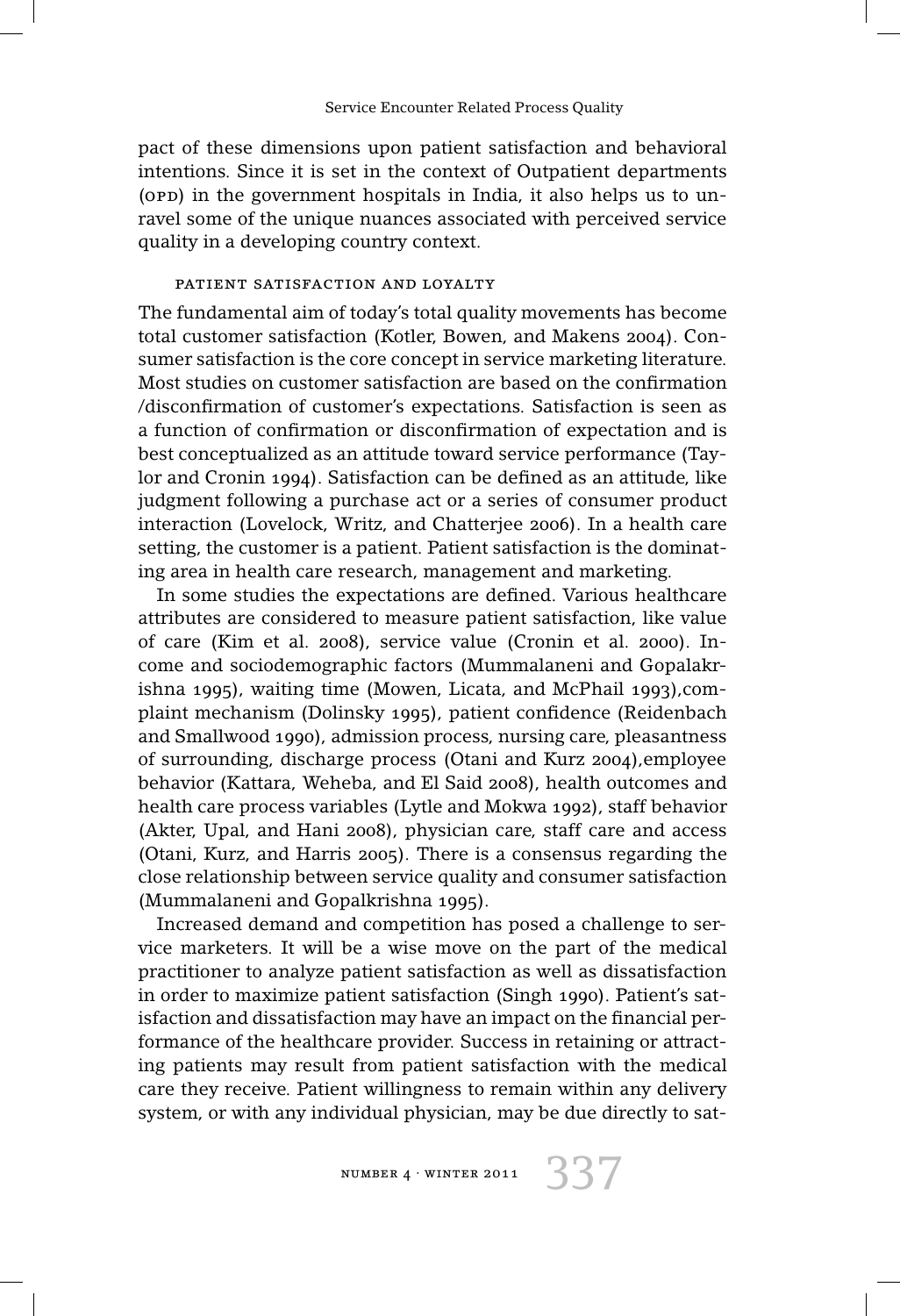pact of these dimensions upon patient satisfaction and behavioral intentions. Since it is set in the context of Outpatient departments (OPD) in the government hospitals in India, it also helps us to unravel some of the unique nuances associated with perceived service quality in a developing country context.

### Patient Satisfaction and Loyalty

The fundamental aim of today's total quality movements has become total customer satisfaction (Kotler, Bowen, and Makens 2004). Consumer satisfaction is the core concept in service marketing literature. Most studies on customer satisfaction are based on the confirmation /disconfirmation of customer's expectations. Satisfaction is seen as a function of confirmation or disconfirmation of expectation and is best conceptualized as an attitude toward service performance (Taylor and Cronin 1994). Satisfaction can be defined as an attitude, like judgment following a purchase act or a series of consumer product interaction (Lovelock, Writz, and Chatterjee 2006). In a health care setting, the customer is a patient. Patient satisfaction is the dominating area in health care research, management and marketing.

In some studies the expectations are defined. Various healthcare attributes are considered to measure patient satisfaction, like value of care (Kim et al. 2008), service value (Cronin et al. 2000). Income and sociodemographic factors (Mummalaneni and Gopalakrishna 1995), waiting time (Mowen, Licata, and McPhail 1993),complaint mechanism (Dolinsky 1995), patient confidence (Reidenbach and Smallwood 1990), admission process, nursing care, pleasantness of surrounding, discharge process (Otani and Kurz 2004),employee behavior (Kattara, Weheba, and El Said 2008), health outcomes and health care process variables (Lytle and Mokwa 1992), staff behavior (Akter, Upal, and Hani 2008), physician care, staff care and access (Otani, Kurz, and Harris 2005). There is a consensus regarding the close relationship between service quality and consumer satisfaction (Mummalaneni and Gopalkrishna 1995).

Increased demand and competition has posed a challenge to service marketers. It will be a wise move on the part of the medical practitioner to analyze patient satisfaction as well as dissatisfaction in order to maximize patient satisfaction (Singh 1990). Patient's satisfaction and dissatisfaction may have an impact on the financial performance of the healthcare provider. Success in retaining or attracting patients may result from patient satisfaction with the medical care they receive. Patient willingness to remain within any delivery system, or with any individual physician, may be due directly to sat-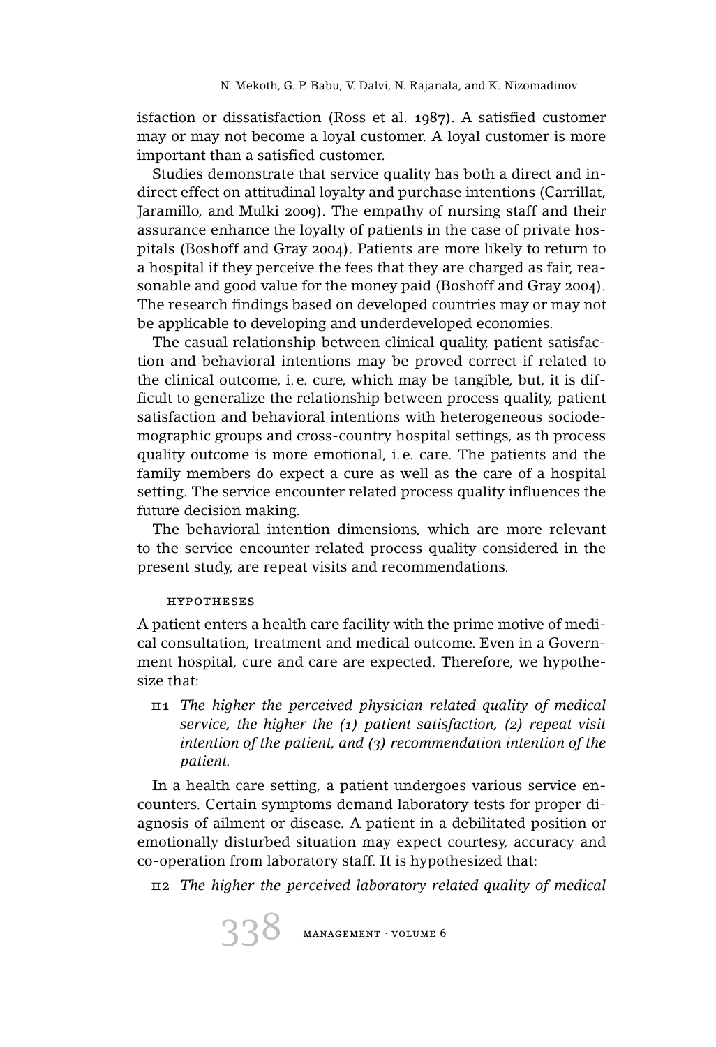isfaction or dissatisfaction (Ross et al. 1987). A satisfied customer may or may not become a loyal customer. A loyal customer is more important than a satisfied customer.

Studies demonstrate that service quality has both a direct and indirect effect on attitudinal loyalty and purchase intentions (Carrillat, Jaramillo, and Mulki 2009). The empathy of nursing staff and their assurance enhance the loyalty of patients in the case of private hospitals (Boshoff and Gray 2004). Patients are more likely to return to a hospital if they perceive the fees that they are charged as fair, reasonable and good value for the money paid (Boshoff and Gray 2004). The research findings based on developed countries may or may not be applicable to developing and underdeveloped economies.

The casual relationship between clinical quality, patient satisfaction and behavioral intentions may be proved correct if related to the clinical outcome, i. e. cure, which may be tangible, but, it is difficult to generalize the relationship between process quality, patient satisfaction and behavioral intentions with heterogeneous sociodemographic groups and cross-country hospital settings, as th process quality outcome is more emotional, i. e. care. The patients and the family members do expect a cure as well as the care of a hospital setting. The service encounter related process quality influences the future decision making.

The behavioral intention dimensions, which are more relevant to the service encounter related process quality considered in the present study, are repeat visits and recommendations.

### Hypotheses

A patient enters a health care facility with the prime motive of medical consultation, treatment and medical outcome. Even in a Government hospital, cure and care are expected. Therefore, we hypothesize that:

- H1 *The higher the perceived physician related quality of medical service, the higher the (1) patient satisfaction, (2) repeat visit intention of the patient, and (3) recommendation intention of the patient.*

In a health care setting, a patient undergoes various service encounters. Certain symptoms demand laboratory tests for proper diagnosis of ailment or disease. A patient in a debilitated position or emotionally disturbed situation may expect courtesy, accuracy and co-operation from laboratory staff. It is hypothesized that:

- H2 *The higher the perceived laboratory related quality of medical*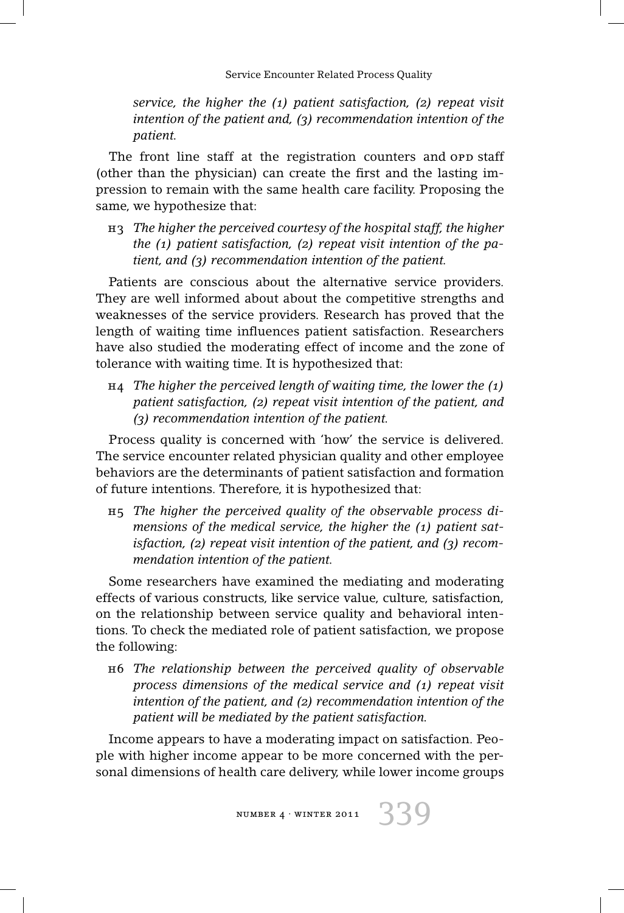*service, the higher the (1) patient satisfaction, (2) repeat visit intention of the patient and, (3) recommendation intention of the patient.*

The front line staff at the registration counters and OPD staff (other than the physician) can create the first and the lasting impression to remain with the same health care facility. Proposing the same, we hypothesize that:

H3 *The higher the perceived courtesy of the hospital staff, the higher the (1) patient satisfaction, (2) repeat visit intention of the patient, and (3) recommendation intention of the patient.*

Patients are conscious about the alternative service providers. They are well informed about about the competitive strengths and weaknesses of the service providers. Research has proved that the length of waiting time influences patient satisfaction. Researchers have also studied the moderating effect of income and the zone of tolerance with waiting time. It is hypothesized that:

H4 *The higher the perceived length of waiting time, the lower the (1) patient satisfaction, (2) repeat visit intention of the patient, and (3) recommendation intention of the patient.*

Process quality is concerned with 'how' the service is delivered. The service encounter related physician quality and other employee behaviors are the determinants of patient satisfaction and formation of future intentions. Therefore, it is hypothesized that:

H5 *The higher the perceived quality of the observable process dimensions of the medical service, the higher the (1) patient satisfaction, (2) repeat visit intention of the patient, and (3) recommendation intention of the patient.*

Some researchers have examined the mediating and moderating effects of various constructs, like service value, culture, satisfaction, on the relationship between service quality and behavioral intentions. To check the mediated role of patient satisfaction, we propose the following:

H6 *The relationship between the perceived quality of observable process dimensions of the medical service and (1) repeat visit intention of the patient, and (2) recommendation intention of the patient will be mediated by the patient satisfaction.*

Income appears to have a moderating impact on satisfaction. People with higher income appear to be more concerned with the personal dimensions of health care delivery, while lower income groups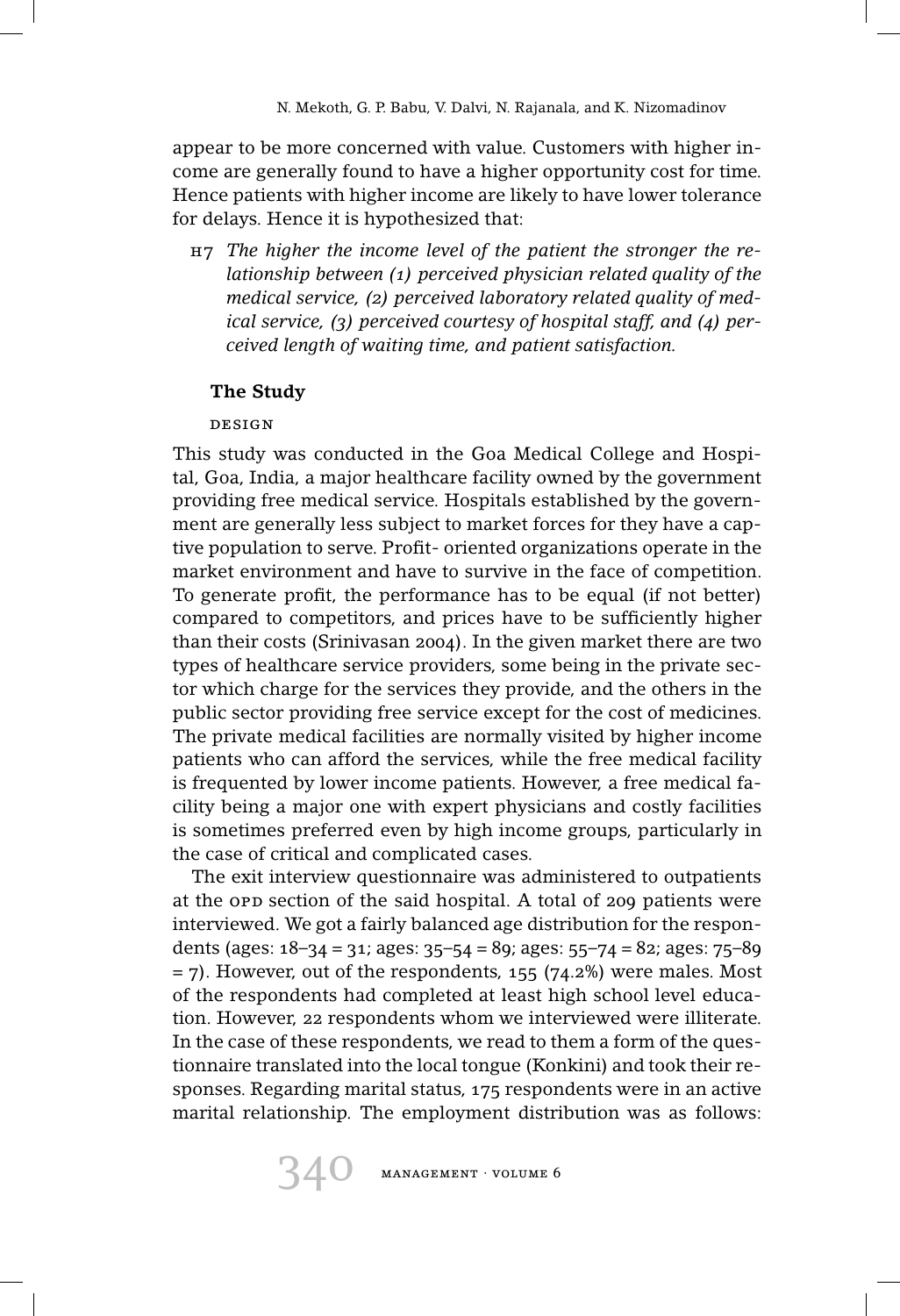appear to be more concerned with value. Customers with higher income are generally found to have a higher opportunity cost for time. Hence patients with higher income are likely to have lower tolerance for delays. Hence it is hypothesized that:

H7 *The higher the income level of the patient the stronger the relationship between (1) perceived physician related quality of the medical service, (2) perceived laboratory related quality of medical service, (3) perceived courtesy of hospital staff, and (4) perceived length of waiting time, and patient satisfaction.*

## The Study

### Design

This study was conducted in the Goa Medical College and Hospital, Goa, India, a major healthcare facility owned by the government providing free medical service. Hospitals established by the government are generally less subject to market forces for they have a captive population to serve. Profit- oriented organizations operate in the market environment and have to survive in the face of competition. To generate profit, the performance has to be equal (if not better) compared to competitors, and prices have to be sufficiently higher than their costs (Srinivasan 2004). In the given market there are two types of healthcare service providers, some being in the private sector which charge for the services they provide, and the others in the public sector providing free service except for the cost of medicines. The private medical facilities are normally visited by higher income patients who can afford the services, while the free medical facility is frequented by lower income patients. However, a free medical facility being a major one with expert physicians and costly facilities is sometimes preferred even by high income groups, particularly in the case of critical and complicated cases.

The exit interview questionnaire was administered to outpatients at the OPD section of the said hospital. A total of 209 patients were interviewed. We got a fairly balanced age distribution for the respondents (ages: 18–34 = 31; ages: 35–54 = 89; ages: 55–74 = 82; ages: 75–89 = 7). However, out of the respondents, 155 (74.2%) were males. Most of the respondents had completed at least high school level education. However, 22 respondents whom we interviewed were illiterate. In the case of these respondents, we read to them a form of the questionnaire translated into the local tongue (Konkini) and took their responses. Regarding marital status, 175 respondents were in an active marital relationship. The employment distribution was as follows: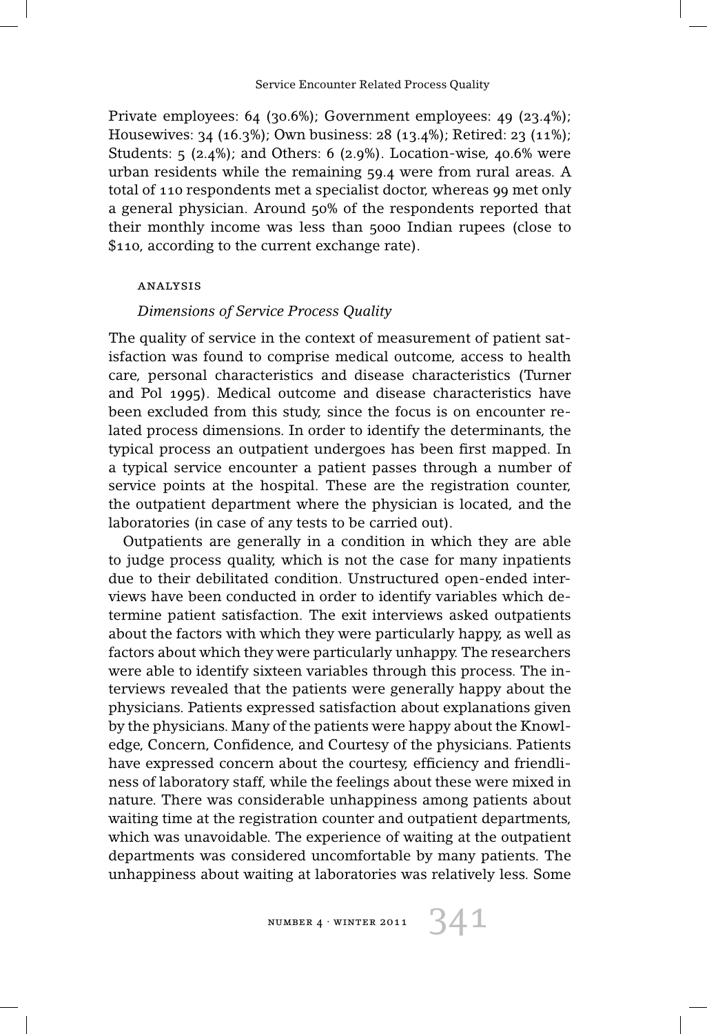Private employees: 64 (30.6%); Government employees: 49 (23.4%); Housewives: 34 (16.3%); Own business: 28 (13.4%); Retired: 23 (11%); Students: 5 (2.4%); and Others: 6 (2.9%). Location-wise, 40.6% were urban residents while the remaining 59.4 were from rural areas. A total of 110 respondents met a specialist doctor, whereas 99 met only a general physician. Around 50% of the respondents reported that their monthly income was less than 5000 Indian rupees (close to $110, according to the current exchange rate).

## ANALYSIS

### *Dimensions of Service Process Quality*

The quality of service in the context of measurement of patient satisfaction was found to comprise medical outcome, access to health care, personal characteristics and disease characteristics (Turner and Pol 1995). Medical outcome and disease characteristics have been excluded from this study, since the focus is on encounter related process dimensions. In order to identify the determinants, the typical process an outpatient undergoes has been first mapped. In a typical service encounter a patient passes through a number of service points at the hospital. These are the registration counter, the outpatient department where the physician is located, and the laboratories (in case of any tests to be carried out).

Outpatients are generally in a condition in which they are able to judge process quality, which is not the case for many inpatients due to their debilitated condition. Unstructured open-ended interviews have been conducted in order to identify variables which determine patient satisfaction. The exit interviews asked outpatients about the factors with which they were particularly happy, as well as factors about which they were particularly unhappy. The researchers were able to identify sixteen variables through this process. The interviews revealed that the patients were generally happy about the physicians. Patients expressed satisfaction about explanations given by the physicians. Many of the patients were happy about the Knowledge, Concern, Confidence, and Courtesy of the physicians. Patients have expressed concern about the courtesy, efficiency and friendliness of laboratory staff, while the feelings about these were mixed in nature. There was considerable unhappiness among patients about waiting time at the registration counter and outpatient departments, which was unavoidable. The experience of waiting at the outpatient departments was considered uncomfortable by many patients. The unhappiness about waiting at laboratories was relatively less. Some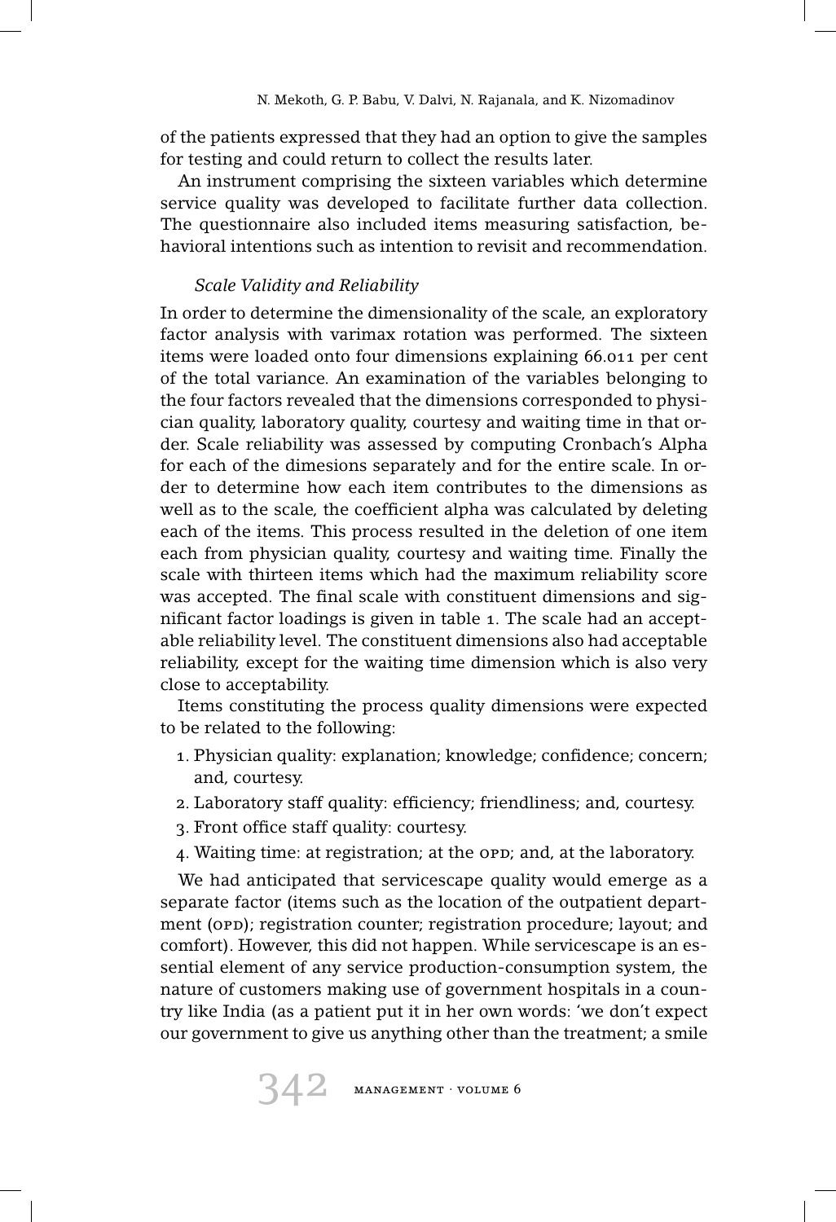of the patients expressed that they had an option to give the samples for testing and could return to collect the results later.

An instrument comprising the sixteen variables which determine service quality was developed to facilitate further data collection. The questionnaire also included items measuring satisfaction, behavioral intentions such as intention to revisit and recommendation.

### *Scale Validity and Reliability*

In order to determine the dimensionality of the scale, an exploratory factor analysis with varimax rotation was performed. The sixteen items were loaded onto four dimensions explaining 66.011 per cent of the total variance. An examination of the variables belonging to the four factors revealed that the dimensions corresponded to physician quality, laboratory quality, courtesy and waiting time in that order. Scale reliability was assessed by computing Cronbach's Alpha for each of the dimesions separately and for the entire scale. In order to determine how each item contributes to the dimensions as well as to the scale, the coefficient alpha was calculated by deleting each of the items. This process resulted in the deletion of one item each from physician quality, courtesy and waiting time. Finally the scale with thirteen items which had the maximum reliability score was accepted. The final scale with constituent dimensions and significant factor loadings is given in table 1. The scale had an acceptable reliability level. The constituent dimensions also had acceptable reliability, except for the waiting time dimension which is also very close to acceptability.

Items constituting the process quality dimensions were expected to be related to the following:

1. Physician quality: explanation; knowledge; confidence; concern; and, courtesy.
2. Laboratory staff quality: efficiency; friendliness; and, courtesy.
3. Front office staff quality: courtesy.
4. Waiting time: at registration; at the OPD; and, at the laboratory.

We had anticipated that servicescape quality would emerge as a separate factor (items such as the location of the outpatient department (OPD); registration counter; registration procedure; layout; and comfort). However, this did not happen. While servicescape is an essential element of any service production-consumption system, the nature of customers making use of government hospitals in a country like India (as a patient put it in her own words: 'we don't expect our government to give us anything other than the treatment; a smile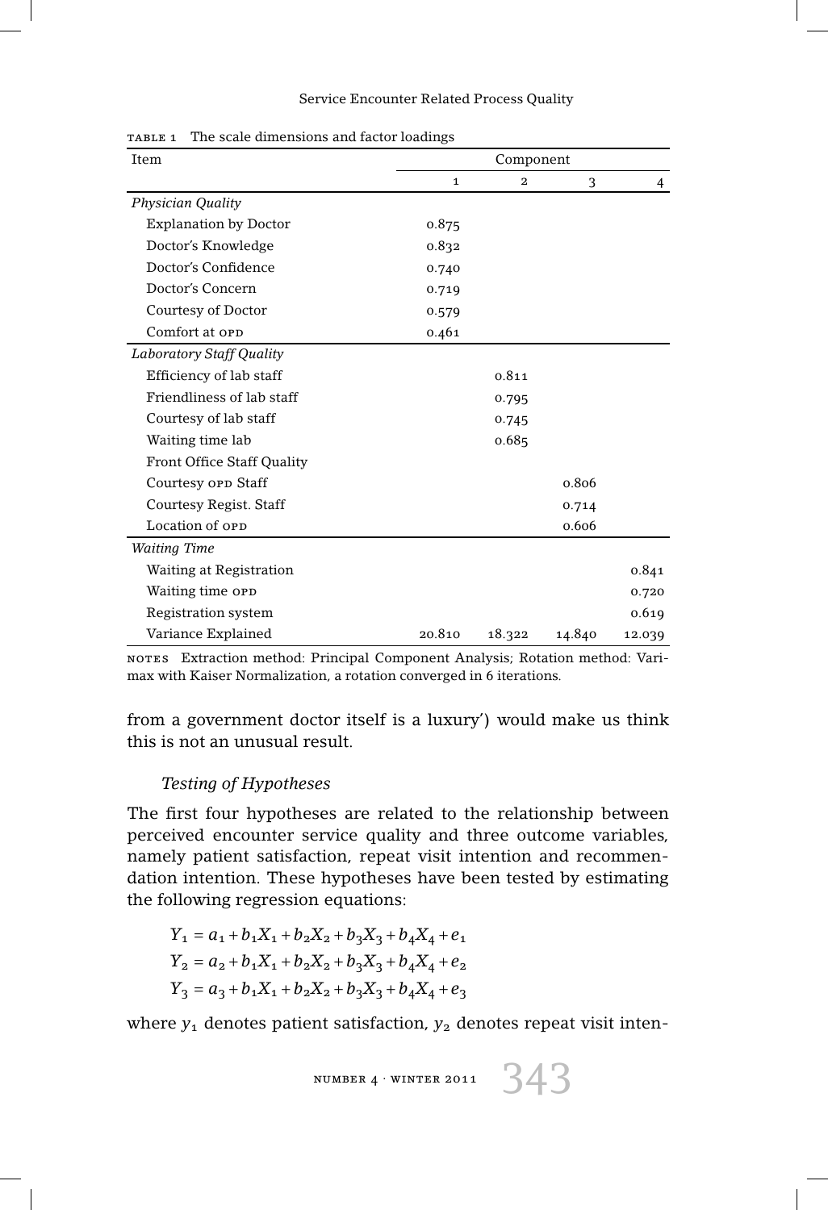Table 1 The scale dimensions and factor loadings

| Item | Component | | | |
|---|---|---|---|---|
| | 1 | 2 | 3 | 4 |
| *Physician Quality* | | | | |
| Explanation by Doctor | 0.875 | | | |
| Doctor's Knowledge | 0.832 | | | |
| Doctor's Confidence | 0.740 | | | |
| Doctor's Concern | 0.719 | | | |
| Courtesy of Doctor | 0.579 | | | |
| Comfort at OPD | 0.461 | | | |
| *Laboratory Staff Quality* | | | | |
| Efficiency of lab staff | | 0.811 | | |
| Friendliness of lab staff | | 0.795 | | |
| Courtesy of lab staff | | 0.745 | | |
| Waiting time lab | | 0.685 | | |
| Front Office Staff Quality | | | | |
| Courtesy OPD Staff | | | 0.806 | |
| Courtesy Regist. Staff | | | 0.714 | |
| Location of OPD | | | 0.606 | |
| *Waiting Time* | | | | |
| Waiting at Registration | | | | 0.841 |
| Waiting time OPD | | | | 0.720 |
| Registration system | | | | 0.619 |
| Variance Explained | 20.810 | 18.322 | 14.840 | 12.039 |

NOTES Extraction method: Principal Component Analysis; Rotation method: Varimax with Kaiser Normalization, a rotation converged in 6 iterations.

from a government doctor itself is a luxury') would make us think this is not an unusual result.

### *Testing of Hypotheses*

The first four hypotheses are related to the relationship between perceived encounter service quality and three outcome variables, namely patient satisfaction, repeat visit intention and recommendation intention. These hypotheses have been tested by estimating the following regression equations:

$$Y_1 = a_1 + b_1X_1 + b_2X_2 + b_3X_3 + b_4X_4 + e_1$$
$$Y_2 = a_2 + b_1X_1 + b_2X_2 + b_3X_3 + b_4X_4 + e_2$$
$$Y_3 = a_3 + b_1X_1 + b_2X_2 + b_3X_3 + b_4X_4 + e_3$$

where $y_1$ denotes patient satisfaction, $y_2$ denotes repeat visit inten-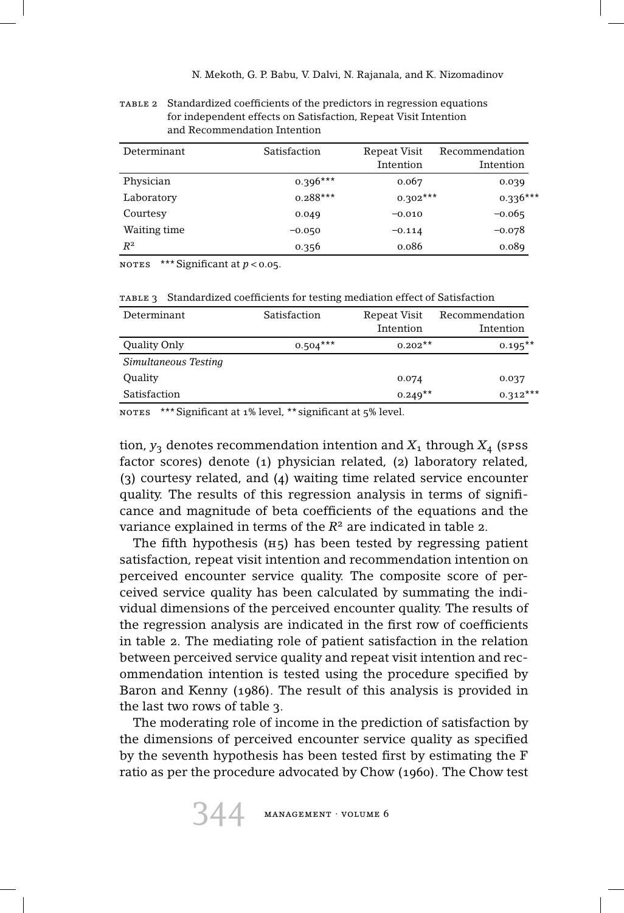TABLE 2 Standardized coefficients of the predictors in regression equations for independent effects on Satisfaction, Repeat Visit Intention and Recommendation Intention

| Determinant | Satisfaction | Repeat Visit Intention | Recommendation Intention |
|---|---|---|---|
| Physician | 0.396*** | 0.067 | 0.039 |
| Laboratory | 0.288*** | 0.302*** | 0.336*** |
| Courtesy | 0.049 | −0.010 | −0.065 |
| Waiting time | −0.050 | −0.114 | −0.078 |
| $R^2$ | 0.356 | 0.086 | 0.089 |

NOTES *** Significant at $p < 0.05$.

TABLE 3 Standardized coefficients for testing mediation effect of Satisfaction

| Determinant | Satisfaction | Repeat Visit Intention | Recommendation Intention |
|---|---|---|---|
| Quality Only | 0.504*** | 0.202** | 0.195** |
| *Simultaneous Testing* | | | |
| Quality | | 0.074 | 0.037 |
| Satisfaction | | 0.249** | 0.312*** |

NOTES *** Significant at 1% level, ** significant at 5% level.

tion, $y_3$ denotes recommendation intention and $X_1$ through $X_4$ (SPSS factor scores) denote (1) physician related, (2) laboratory related, (3) courtesy related, and (4) waiting time related service encounter quality. The results of this regression analysis in terms of significance and magnitude of beta coefficients of the equations and the variance explained in terms of the $R^2$ are indicated in table 2.

The fifth hypothesis (H5) has been tested by regressing patient satisfaction, repeat visit intention and recommendation intention on perceived encounter service quality. The composite score of perceived service quality has been calculated by summating the individual dimensions of the perceived encounter quality. The results of the regression analysis are indicated in the first row of coefficients in table 2. The mediating role of patient satisfaction in the relation between perceived service quality and repeat visit intention and recommendation intention is tested using the procedure specified by Baron and Kenny (1986). The result of this analysis is provided in the last two rows of table 3.

The moderating role of income in the prediction of satisfaction by the dimensions of perceived encounter service quality as specified by the seventh hypothesis has been tested first by estimating the F ratio as per the procedure advocated by Chow (1960). The Chow test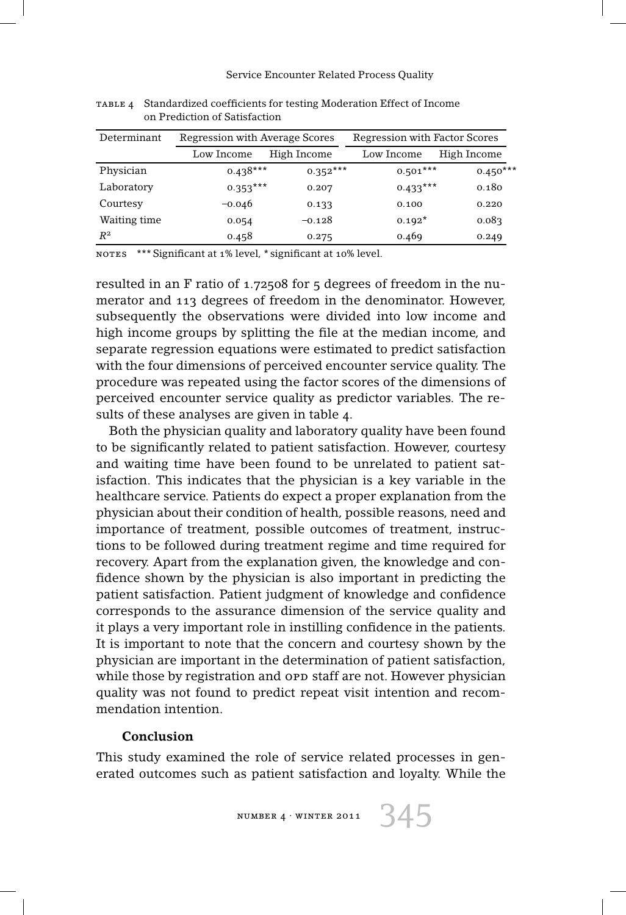TABLE 4 Standardized coefficients for testing Moderation Effect of Income on Prediction of Satisfaction

| Determinant | Regression with Average Scores | | Regression with Factor Scores | |
|---|---|---|---|---|
| | Low Income | High Income | Low Income | High Income |
| Physician | 0.438*** | 0.352*** | 0.501*** | 0.450*** |
| Laboratory | 0.353*** | 0.207 | 0.433*** | 0.180 |
| Courtesy | –0.046 | 0.133 | 0.100 | 0.220 |
| Waiting time | 0.054 | –0.128 | 0.192* | 0.083 |
| $R^2$ | 0.458 | 0.275 | 0.469 | 0.249 |

NOTES *** Significant at 1% level, * significant at 10% level.

resulted in an F ratio of 1.72508 for 5 degrees of freedom in the numerator and 113 degrees of freedom in the denominator. However, subsequently the observations were divided into low income and high income groups by splitting the file at the median income, and separate regression equations were estimated to predict satisfaction with the four dimensions of perceived encounter service quality. The procedure was repeated using the factor scores of the dimensions of perceived encounter service quality as predictor variables. The results of these analyses are given in table 4.

Both the physician quality and laboratory quality have been found to be significantly related to patient satisfaction. However, courtesy and waiting time have been found to be unrelated to patient satisfaction. This indicates that the physician is a key variable in the healthcare service. Patients do expect a proper explanation from the physician about their condition of health, possible reasons, need and importance of treatment, possible outcomes of treatment, instructions to be followed during treatment regime and time required for recovery. Apart from the explanation given, the knowledge and confidence shown by the physician is also important in predicting the patient satisfaction. Patient judgment of knowledge and confidence corresponds to the assurance dimension of the service quality and it plays a very important role in instilling confidence in the patients. It is important to note that the concern and courtesy shown by the physician are important in the determination of patient satisfaction, while those by registration and OPD staff are not. However physician quality was not found to predict repeat visit intention and recommendation intention.

## Conclusion

This study examined the role of service related processes in generated outcomes such as patient satisfaction and loyalty. While the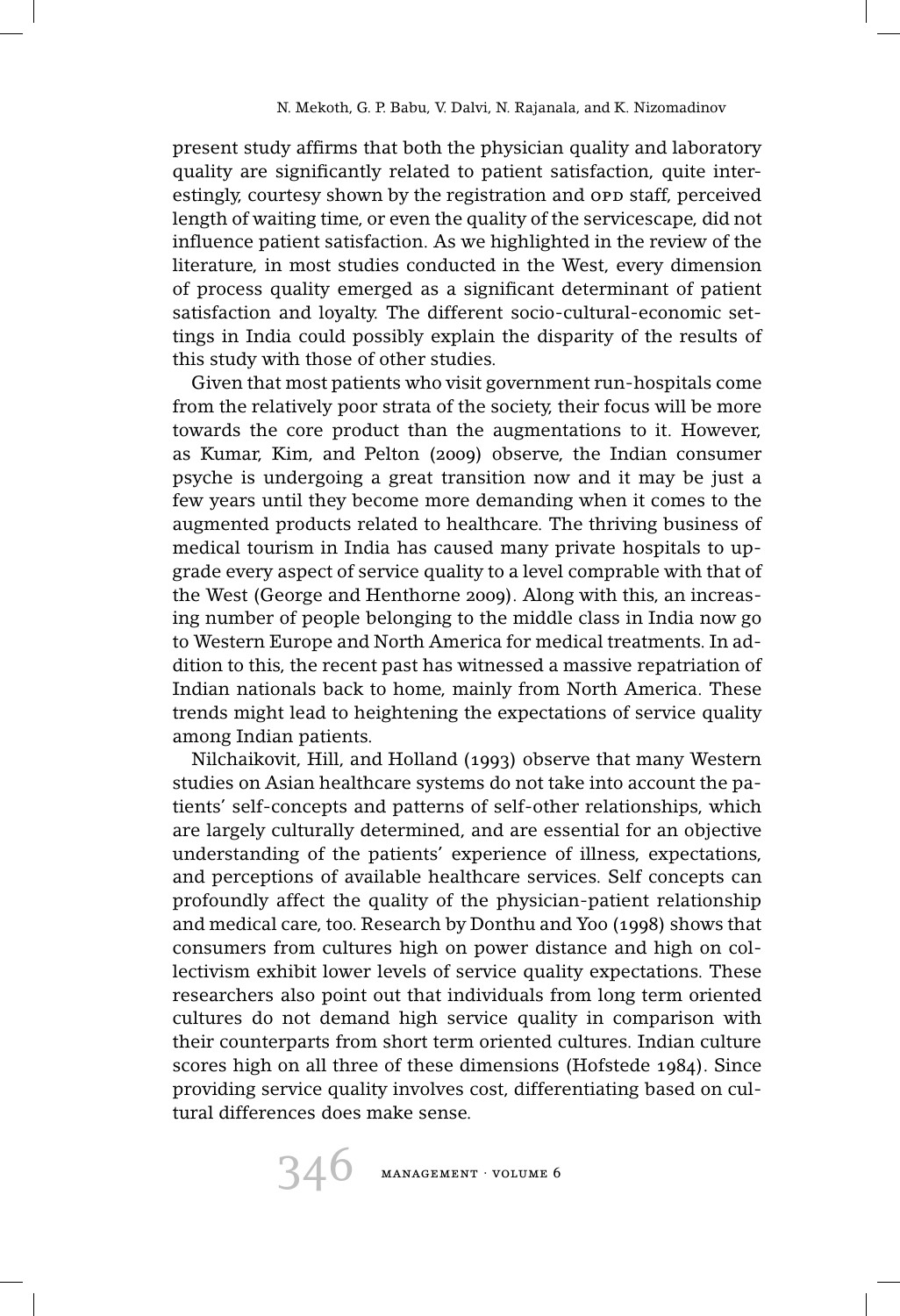present study affirms that both the physician quality and laboratory quality are significantly related to patient satisfaction, quite interestingly, courtesy shown by the registration and OPD staff, perceived length of waiting time, or even the quality of the servicescape, did not influence patient satisfaction. As we highlighted in the review of the literature, in most studies conducted in the West, every dimension of process quality emerged as a significant determinant of patient satisfaction and loyalty. The different socio-cultural-economic settings in India could possibly explain the disparity of the results of this study with those of other studies.

Given that most patients who visit government run-hospitals come from the relatively poor strata of the society, their focus will be more towards the core product than the augmentations to it. However, as Kumar, Kim, and Pelton (2009) observe, the Indian consumer psyche is undergoing a great transition now and it may be just a few years until they become more demanding when it comes to the augmented products related to healthcare. The thriving business of medical tourism in India has caused many private hospitals to upgrade every aspect of service quality to a level comprable with that of the West (George and Henthorne 2009). Along with this, an increasing number of people belonging to the middle class in India now go to Western Europe and North America for medical treatments. In addition to this, the recent past has witnessed a massive repatriation of Indian nationals back to home, mainly from North America. These trends might lead to heightening the expectations of service quality among Indian patients.

Nilchaikovit, Hill, and Holland (1993) observe that many Western studies on Asian healthcare systems do not take into account the patients' self-concepts and patterns of self-other relationships, which are largely culturally determined, and are essential for an objective understanding of the patients' experience of illness, expectations, and perceptions of available healthcare services. Self concepts can profoundly affect the quality of the physician-patient relationship and medical care, too. Research by Donthu and Yoo (1998) shows that consumers from cultures high on power distance and high on collectivism exhibit lower levels of service quality expectations. These researchers also point out that individuals from long term oriented cultures do not demand high service quality in comparison with their counterparts from short term oriented cultures. Indian culture scores high on all three of these dimensions (Hofstede 1984). Since providing service quality involves cost, differentiating based on cultural differences does make sense.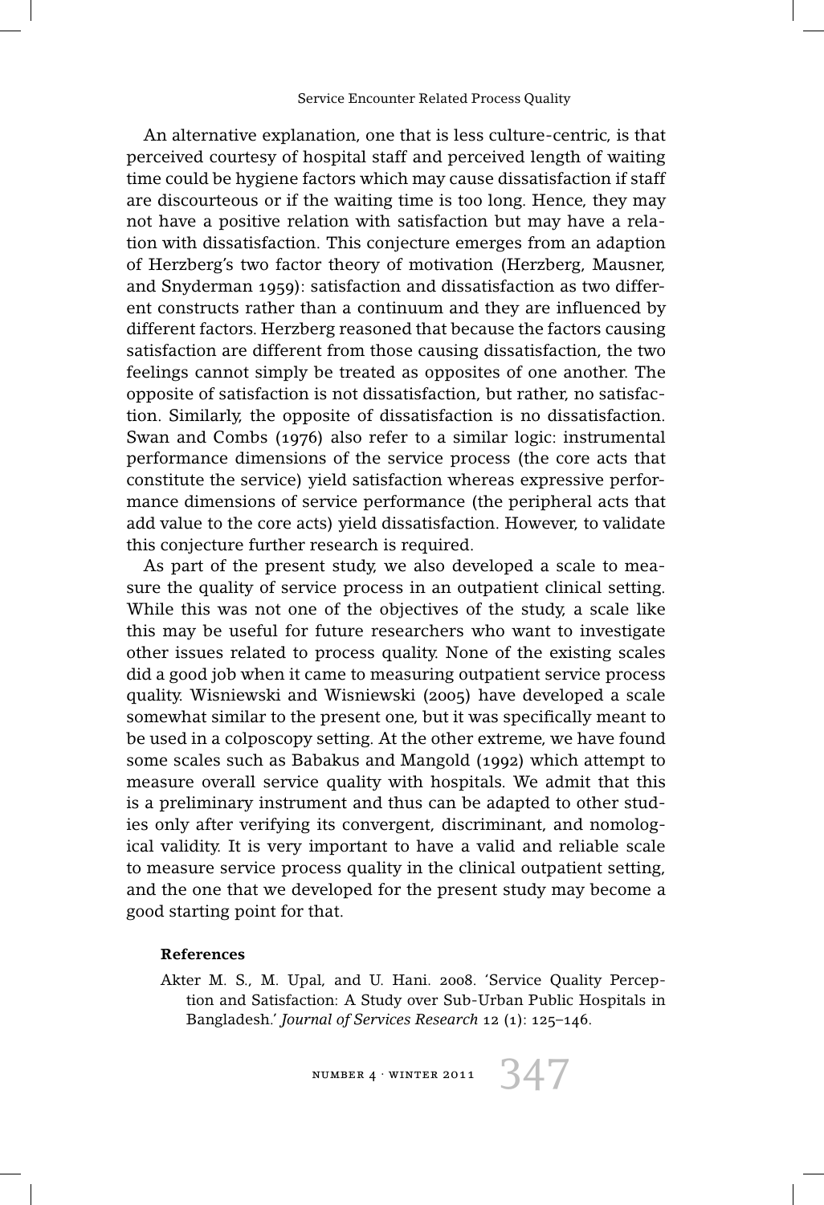An alternative explanation, one that is less culture-centric, is that perceived courtesy of hospital staff and perceived length of waiting time could be hygiene factors which may cause dissatisfaction if staff are discourteous or if the waiting time is too long. Hence, they may not have a positive relation with satisfaction but may have a relation with dissatisfaction. This conjecture emerges from an adaption of Herzberg's two factor theory of motivation (Herzberg, Mausner, and Snyderman 1959): satisfaction and dissatisfaction as two different constructs rather than a continuum and they are influenced by different factors. Herzberg reasoned that because the factors causing satisfaction are different from those causing dissatisfaction, the two feelings cannot simply be treated as opposites of one another. The opposite of satisfaction is not dissatisfaction, but rather, no satisfaction. Similarly, the opposite of dissatisfaction is no dissatisfaction. Swan and Combs (1976) also refer to a similar logic: instrumental performance dimensions of the service process (the core acts that constitute the service) yield satisfaction whereas expressive performance dimensions of service performance (the peripheral acts that add value to the core acts) yield dissatisfaction. However, to validate this conjecture further research is required.

As part of the present study, we also developed a scale to measure the quality of service process in an outpatient clinical setting. While this was not one of the objectives of the study, a scale like this may be useful for future researchers who want to investigate other issues related to process quality. None of the existing scales did a good job when it came to measuring outpatient service process quality. Wisniewski and Wisniewski (2005) have developed a scale somewhat similar to the present one, but it was specifically meant to be used in a colposcopy setting. At the other extreme, we have found some scales such as Babakus and Mangold (1992) which attempt to measure overall service quality with hospitals. We admit that this is a preliminary instrument and thus can be adapted to other studies only after verifying its convergent, discriminant, and nomological validity. It is very important to have a valid and reliable scale to measure service process quality in the clinical outpatient setting, and the one that we developed for the present study may become a good starting point for that.

#### References

Akter M. S., M. Upal, and U. Hani. 2008. 'Service Quality Perception and Satisfaction: A Study over Sub-Urban Public Hospitals in Bangladesh.' *Journal of Services Research* 12 (1): 125–146.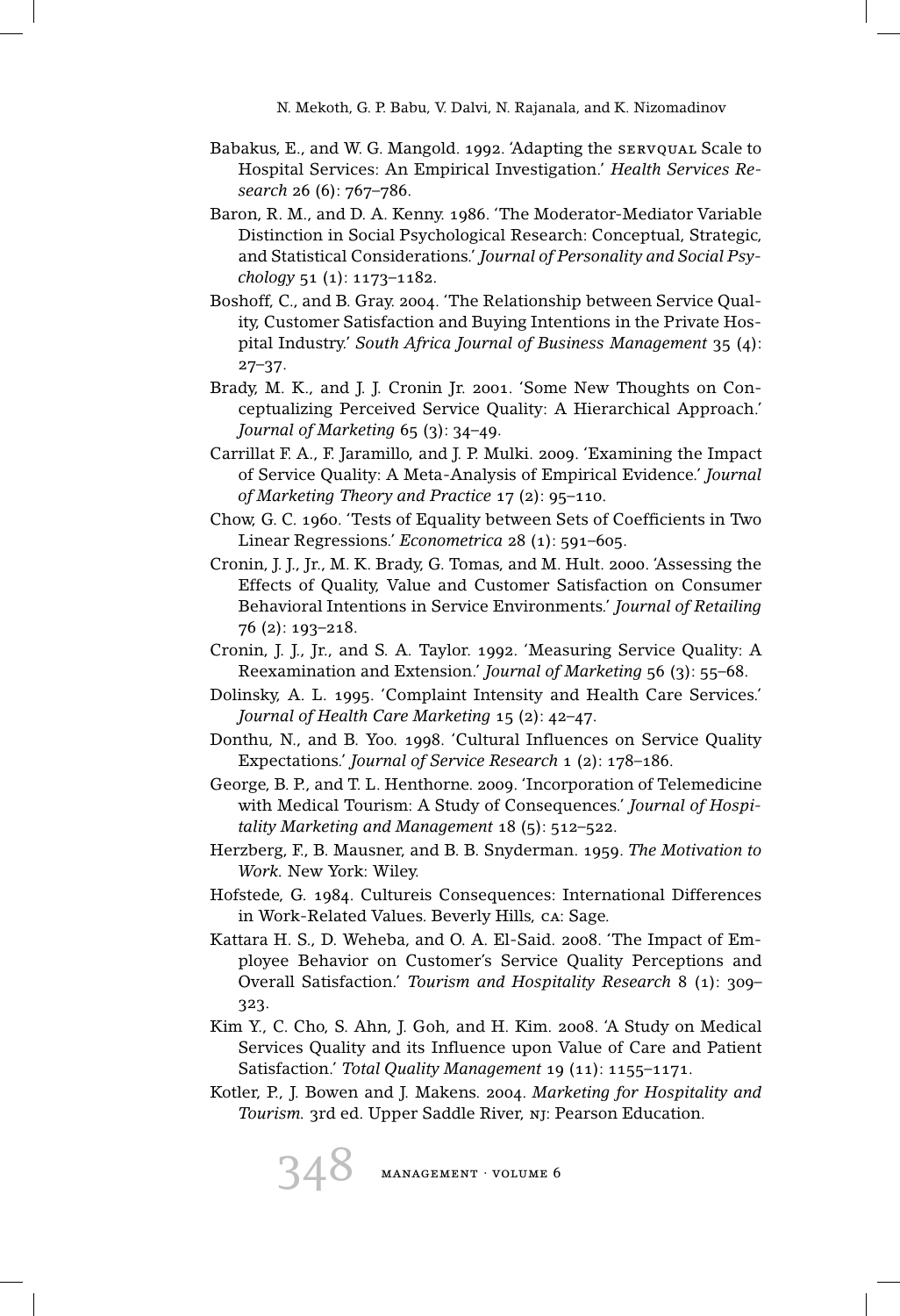Babakus, E., and W. G. Mangold. 1992. 'Adapting the SERVQUAL Scale to Hospital Services: An Empirical Investigation.' *Health Services Research* 26 (6): 767–786.

Baron, R. M., and D. A. Kenny. 1986. 'The Moderator-Mediator Variable Distinction in Social Psychological Research: Conceptual, Strategic, and Statistical Considerations.' *Journal of Personality and Social Psychology* 51 (1): 1173–1182.

Boshoff, C., and B. Gray. 2004. 'The Relationship between Service Quality, Customer Satisfaction and Buying Intentions in the Private Hospital Industry.' *South Africa Journal of Business Management* 35 (4): 27–37.

Brady, M. K., and J. J. Cronin Jr. 2001. 'Some New Thoughts on Conceptualizing Perceived Service Quality: A Hierarchical Approach.' *Journal of Marketing* 65 (3): 34–49.

Carrillat F. A., F. Jaramillo, and J. P. Mulki. 2009. 'Examining the Impact of Service Quality: A Meta-Analysis of Empirical Evidence.' *Journal of Marketing Theory and Practice* 17 (2): 95–110.

Chow, G. C. 1960. 'Tests of Equality between Sets of Coefficients in Two Linear Regressions.' *Econometrica* 28 (1): 591–605.

Cronin, J. J., Jr., M. K. Brady, G. Tomas, and M. Hult. 2000. 'Assessing the Effects of Quality, Value and Customer Satisfaction on Consumer Behavioral Intentions in Service Environments.' *Journal of Retailing* 76 (2): 193–218.

Cronin, J. J., Jr., and S. A. Taylor. 1992. 'Measuring Service Quality: A Reexamination and Extension.' *Journal of Marketing* 56 (3): 55–68.

Dolinsky, A. L. 1995. 'Complaint Intensity and Health Care Services.' *Journal of Health Care Marketing* 15 (2): 42–47.

Donthu, N., and B. Yoo. 1998. 'Cultural Influences on Service Quality Expectations.' *Journal of Service Research* 1 (2): 178–186.

George, B. P., and T. L. Henthorne. 2009. 'Incorporation of Telemedicine with Medical Tourism: A Study of Consequences.' *Journal of Hospitality Marketing and Management* 18 (5): 512–522.

Herzberg, F., B. Mausner, and B. B. Snyderman. 1959. *The Motivation to Work.* New York: Wiley.

Hofstede, G. 1984. Cultureis Consequences: International Differences in Work-Related Values. Beverly Hills, CA: Sage.

Kattara H. S., D. Weheba, and O. A. El-Said. 2008. 'The Impact of Employee Behavior on Customer's Service Quality Perceptions and Overall Satisfaction.' *Tourism and Hospitality Research* 8 (1): 309–323.

Kim Y., C. Cho, S. Ahn, J. Goh, and H. Kim. 2008. 'A Study on Medical Services Quality and its Influence upon Value of Care and Patient Satisfaction.' *Total Quality Management* 19 (11): 1155–1171.

Kotler, P., J. Bowen and J. Makens. 2004. *Marketing for Hospitality and Tourism.* 3rd ed. Upper Saddle River, NJ: Pearson Education.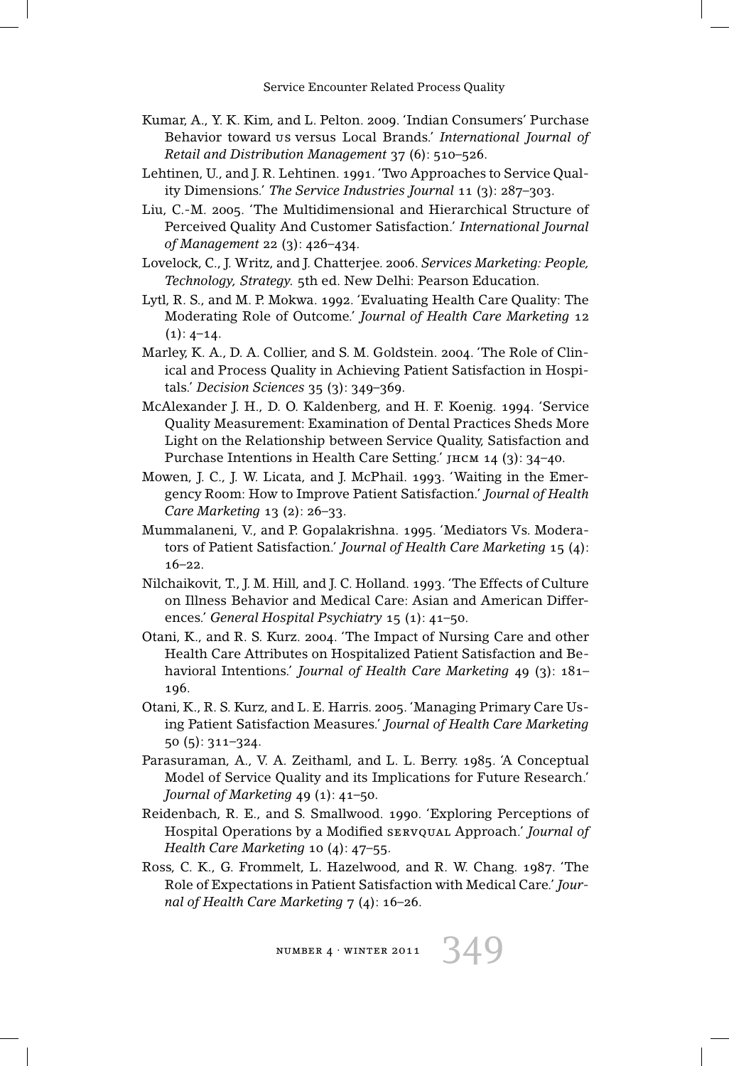Kumar, A., Y. K. Kim, and L. Pelton. 2009. 'Indian Consumers' Purchase Behavior toward US versus Local Brands.' *International Journal of Retail and Distribution Management* 37 (6): 510–526.

Lehtinen, U., and J. R. Lehtinen. 1991. 'Two Approaches to Service Quality Dimensions.' *The Service Industries Journal* 11 (3): 287–303.

Liu, C.-M. 2005. 'The Multidimensional and Hierarchical Structure of Perceived Quality And Customer Satisfaction.' *International Journal of Management* 22 (3): 426–434.

Lovelock, C., J. Writz, and J. Chatterjee. 2006. *Services Marketing: People, Technology, Strategy.* 5th ed. New Delhi: Pearson Education.

Lytl, R. S., and M. P. Mokwa. 1992. 'Evaluating Health Care Quality: The Moderating Role of Outcome.' *Journal of Health Care Marketing* 12 (1): 4–14.

Marley, K. A., D. A. Collier, and S. M. Goldstein. 2004. 'The Role of Clinical and Process Quality in Achieving Patient Satisfaction in Hospitals.' *Decision Sciences* 35 (3): 349–369.

McAlexander J. H., D. O. Kaldenberg, and H. F. Koenig. 1994. 'Service Quality Measurement: Examination of Dental Practices Sheds More Light on the Relationship between Service Quality, Satisfaction and Purchase Intentions in Health Care Setting.' JHCM 14 (3): 34–40.

Mowen, J. C., J. W. Licata, and J. McPhail. 1993. 'Waiting in the Emergency Room: How to Improve Patient Satisfaction.' *Journal of Health Care Marketing* 13 (2): 26–33.

Mummalaneni, V., and P. Gopalakrishna. 1995. 'Mediators Vs. Moderators of Patient Satisfaction.' *Journal of Health Care Marketing* 15 (4): 16–22.

Nilchaikovit, T., J. M. Hill, and J. C. Holland. 1993. 'The Effects of Culture on Illness Behavior and Medical Care: Asian and American Differences.' *General Hospital Psychiatry* 15 (1): 41–50.

Otani, K., and R. S. Kurz. 2004. 'The Impact of Nursing Care and other Health Care Attributes on Hospitalized Patient Satisfaction and Behavioral Intentions.' *Journal of Health Care Marketing* 49 (3): 181–196.

Otani, K., R. S. Kurz, and L. E. Harris. 2005. 'Managing Primary Care Using Patient Satisfaction Measures.' *Journal of Health Care Marketing* 50 (5): 311–324.

Parasuraman, A., V. A. Zeithaml, and L. L. Berry. 1985. 'A Conceptual Model of Service Quality and its Implications for Future Research.' *Journal of Marketing* 49 (1): 41–50.

Reidenbach, R. E., and S. Smallwood. 1990. 'Exploring Perceptions of Hospital Operations by a Modified SERVQUAL Approach.' *Journal of Health Care Marketing* 10 (4): 47–55.

Ross, C. K., G. Frommelt, L. Hazelwood, and R. W. Chang. 1987. 'The Role of Expectations in Patient Satisfaction with Medical Care.' *Journal of Health Care Marketing* 7 (4): 16–26.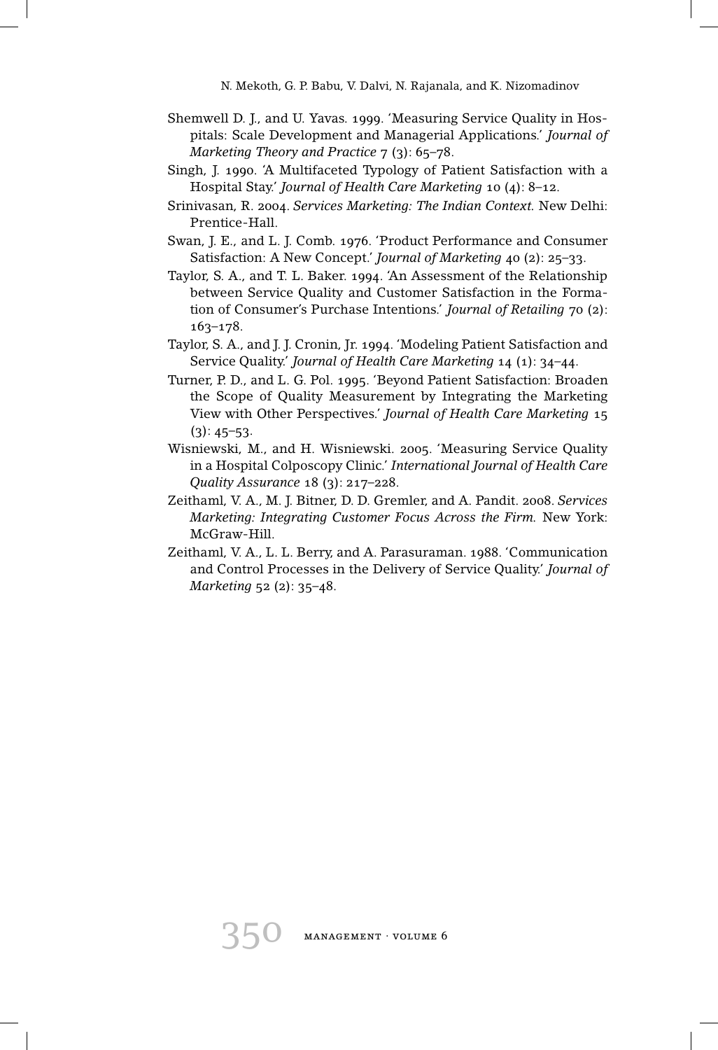Shemwell D. J., and U. Yavas. 1999. 'Measuring Service Quality in Hospitals: Scale Development and Managerial Applications.' *Journal of Marketing Theory and Practice* 7 (3): 65–78.

Singh, J. 1990. 'A Multifaceted Typology of Patient Satisfaction with a Hospital Stay.' *Journal of Health Care Marketing* 10 (4): 8–12.

Srinivasan, R. 2004. *Services Marketing: The Indian Context.* New Delhi: Prentice-Hall.

Swan, J. E., and L. J. Comb. 1976. 'Product Performance and Consumer Satisfaction: A New Concept.' *Journal of Marketing* 40 (2): 25–33.

Taylor, S. A., and T. L. Baker. 1994. 'An Assessment of the Relationship between Service Quality and Customer Satisfaction in the Formation of Consumer's Purchase Intentions.' *Journal of Retailing* 70 (2): 163–178.

Taylor, S. A., and J. J. Cronin, Jr. 1994. 'Modeling Patient Satisfaction and Service Quality.' *Journal of Health Care Marketing* 14 (1): 34–44.

Turner, P. D., and L. G. Pol. 1995. 'Beyond Patient Satisfaction: Broaden the Scope of Quality Measurement by Integrating the Marketing View with Other Perspectives.' *Journal of Health Care Marketing* 15 (3): 45–53.

Wisniewski, M., and H. Wisniewski. 2005. 'Measuring Service Quality in a Hospital Colposcopy Clinic.' *International Journal of Health Care Quality Assurance* 18 (3): 217–228.

Zeithaml, V. A., M. J. Bitner, D. D. Gremler, and A. Pandit. 2008. *Services Marketing: Integrating Customer Focus Across the Firm.* New York: McGraw-Hill.

Zeithaml, V. A., L. L. Berry, and A. Parasuraman. 1988. 'Communication and Control Processes in the Delivery of Service Quality.' *Journal of Marketing* 52 (2): 35–48.